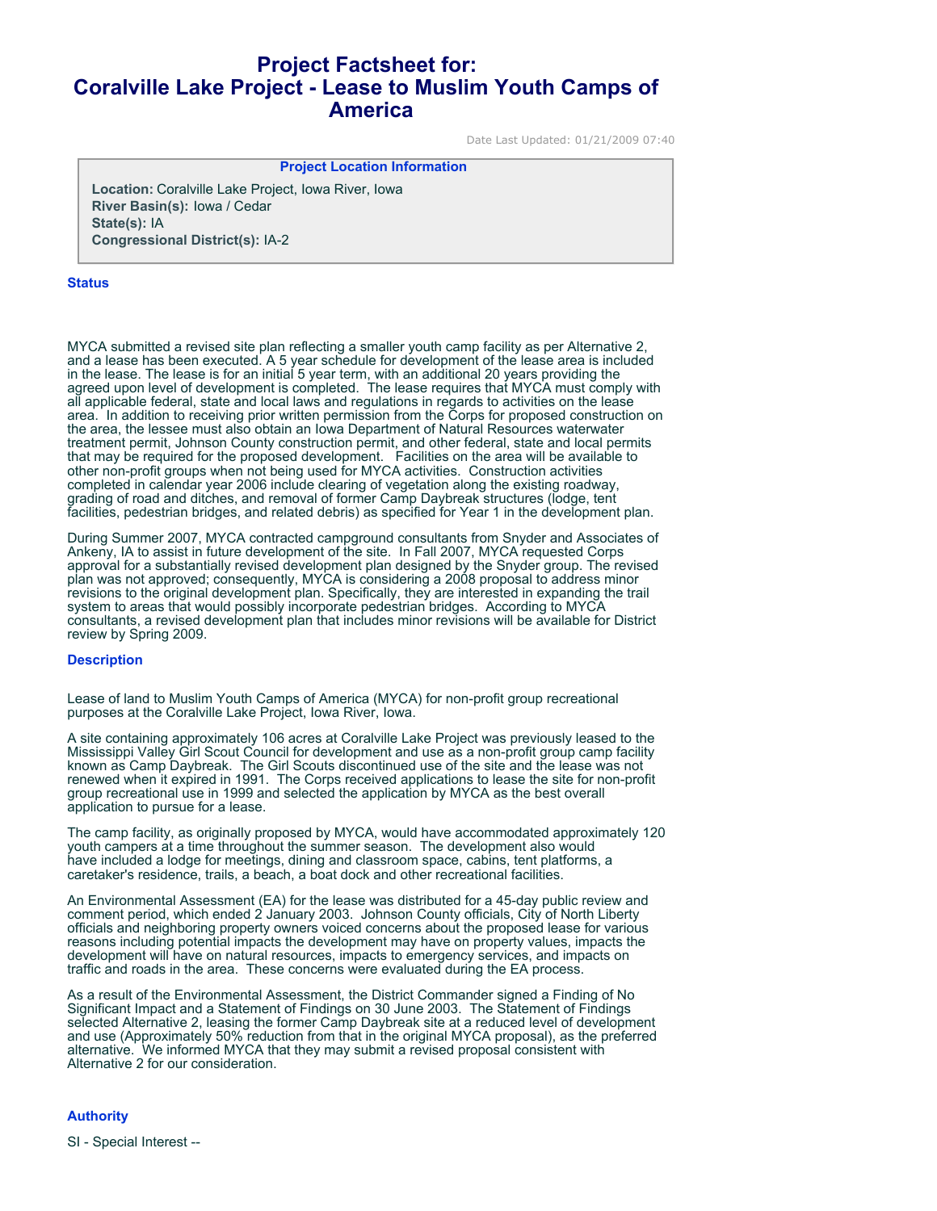# Project Factsheet for: Coralville Lake Project - Lease to Muslim Youth Camps of America

Date Last Updated: 01/21/2009 07:40

### Project Location Information

**Location:** Coralville Lake Project, Iowa River, Iowa
**River Basin(s):** Iowa / Cedar
**State(s):** IA
**Congressional District(s):** IA-2

## Status

MYCA submitted a revised site plan reflecting a smaller youth camp facility as per Alternative 2, and a lease has been executed. A 5 year schedule for development of the lease area is included in the lease. The lease is for an initial 5 year term, with an additional 20 years providing the agreed upon level of development is completed. The lease requires that MYCA must comply with all applicable federal, state and local laws and regulations in regards to activities on the lease area. In addition to receiving prior written permission from the Corps for proposed construction on the area, the lessee must also obtain an Iowa Department of Natural Resources waterwater treatment permit, Johnson County construction permit, and other federal, state and local permits that may be required for the proposed development. Facilities on the area will be available to other non-profit groups when not being used for MYCA activities. Construction activities completed in calendar year 2006 include clearing of vegetation along the existing roadway, grading of road and ditches, and removal of former Camp Daybreak structures (lodge, tent facilities, pedestrian bridges, and related debris) as specified for Year 1 in the development plan.

During Summer 2007, MYCA contracted campground consultants from Snyder and Associates of Ankeny, IA to assist in future development of the site. In Fall 2007, MYCA requested Corps approval for a substantially revised development plan designed by the Snyder group. The revised plan was not approved; consequently, MYCA is considering a 2008 proposal to address minor revisions to the original development plan. Specifically, they are interested in expanding the trail system to areas that would possibly incorporate pedestrian bridges. According to MYCA consultants, a revised development plan that includes minor revisions will be available for District review by Spring 2009.

## Description

Lease of land to Muslim Youth Camps of America (MYCA) for non-profit group recreational purposes at the Coralville Lake Project, Iowa River, Iowa.

A site containing approximately 106 acres at Coralville Lake Project was previously leased to the Mississippi Valley Girl Scout Council for development and use as a non-profit group camp facility known as Camp Daybreak. The Girl Scouts discontinued use of the site and the lease was not renewed when it expired in 1991. The Corps received applications to lease the site for non-profit group recreational use in 1999 and selected the application by MYCA as the best overall application to pursue for a lease.

The camp facility, as originally proposed by MYCA, would have accommodated approximately 120 youth campers at a time throughout the summer season. The development also would have included a lodge for meetings, dining and classroom space, cabins, tent platforms, a caretaker's residence, trails, a beach, a boat dock and other recreational facilities.

An Environmental Assessment (EA) for the lease was distributed for a 45-day public review and comment period, which ended 2 January 2003. Johnson County officials, City of North Liberty officials and neighboring property owners voiced concerns about the proposed lease for various reasons including potential impacts the development may have on property values, impacts the development will have on natural resources, impacts to emergency services, and impacts on traffic and roads in the area. These concerns were evaluated during the EA process.

As a result of the Environmental Assessment, the District Commander signed a Finding of No Significant Impact and a Statement of Findings on 30 June 2003. The Statement of Findings selected Alternative 2, leasing the former Camp Daybreak site at a reduced level of development and use (Approximately 50% reduction from that in the original MYCA proposal), as the preferred alternative. We informed MYCA that they may submit a revised proposal consistent with Alternative 2 for our consideration.

## Authority

SI - Special Interest --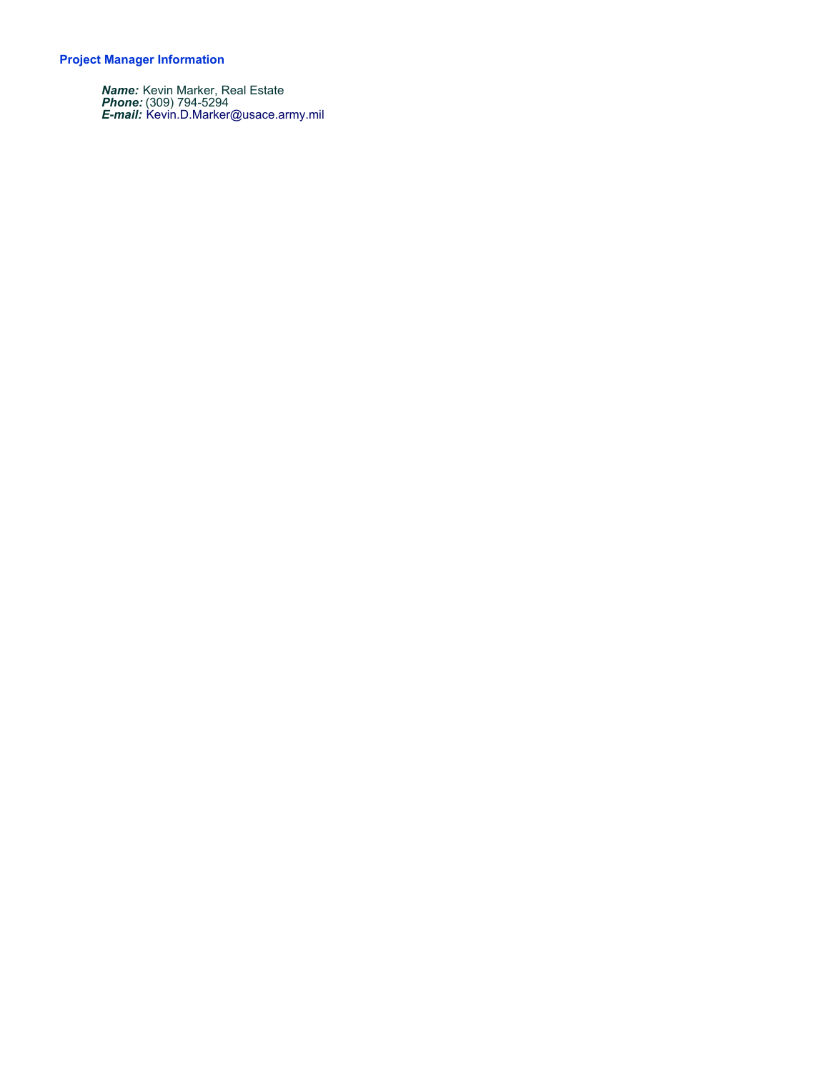### Project Manager Information

***Name:*** Kevin Marker, Real Estate
***Phone:*** (309) 794-5294
***E-mail:*** Kevin.D.Marker@usace.army.mil